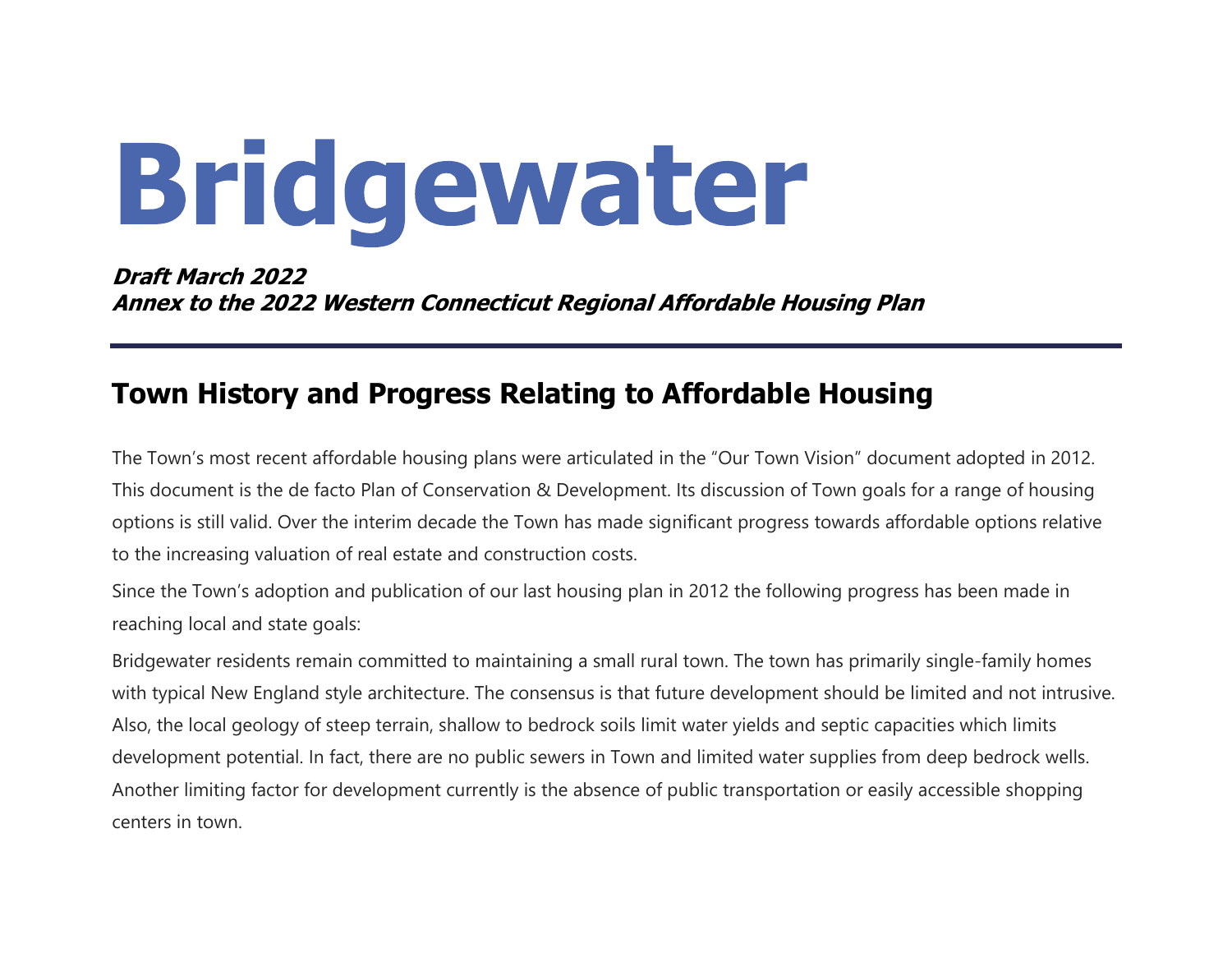# Bridgewater

***Draft March 2022***
***Annex to the 2022 Western Connecticut Regional Affordable Housing Plan***

---

## Town History and Progress Relating to Affordable Housing

The Town's most recent affordable housing plans were articulated in the "Our Town Vision" document adopted in 2012. This document is the de facto Plan of Conservation & Development. Its discussion of Town goals for a range of housing options is still valid. Over the interim decade the Town has made significant progress towards affordable options relative to the increasing valuation of real estate and construction costs.

Since the Town's adoption and publication of our last housing plan in 2012 the following progress has been made in reaching local and state goals:

Bridgewater residents remain committed to maintaining a small rural town. The town has primarily single-family homes with typical New England style architecture. The consensus is that future development should be limited and not intrusive. Also, the local geology of steep terrain, shallow to bedrock soils limit water yields and septic capacities which limits development potential. In fact, there are no public sewers in Town and limited water supplies from deep bedrock wells. Another limiting factor for development currently is the absence of public transportation or easily accessible shopping centers in town.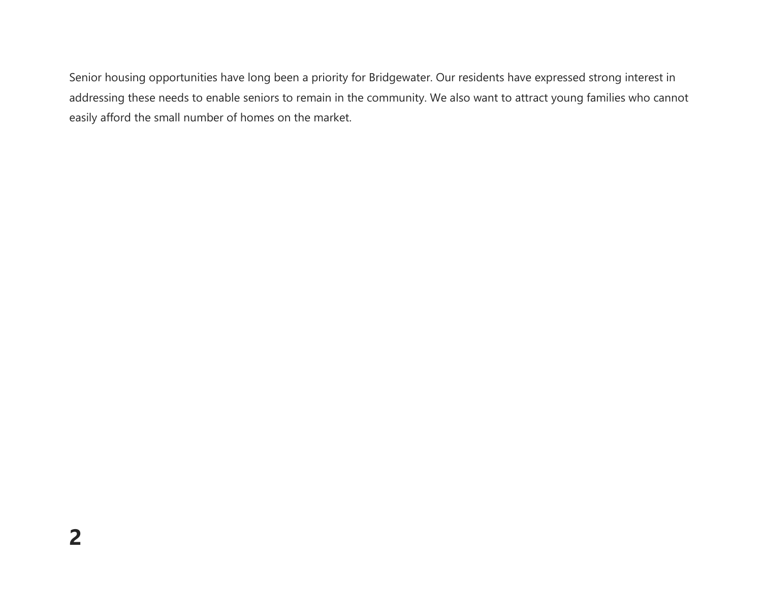Senior housing opportunities have long been a priority for Bridgewater. Our residents have expressed strong interest in addressing these needs to enable seniors to remain in the community. We also want to attract young families who cannot easily afford the small number of homes on the market.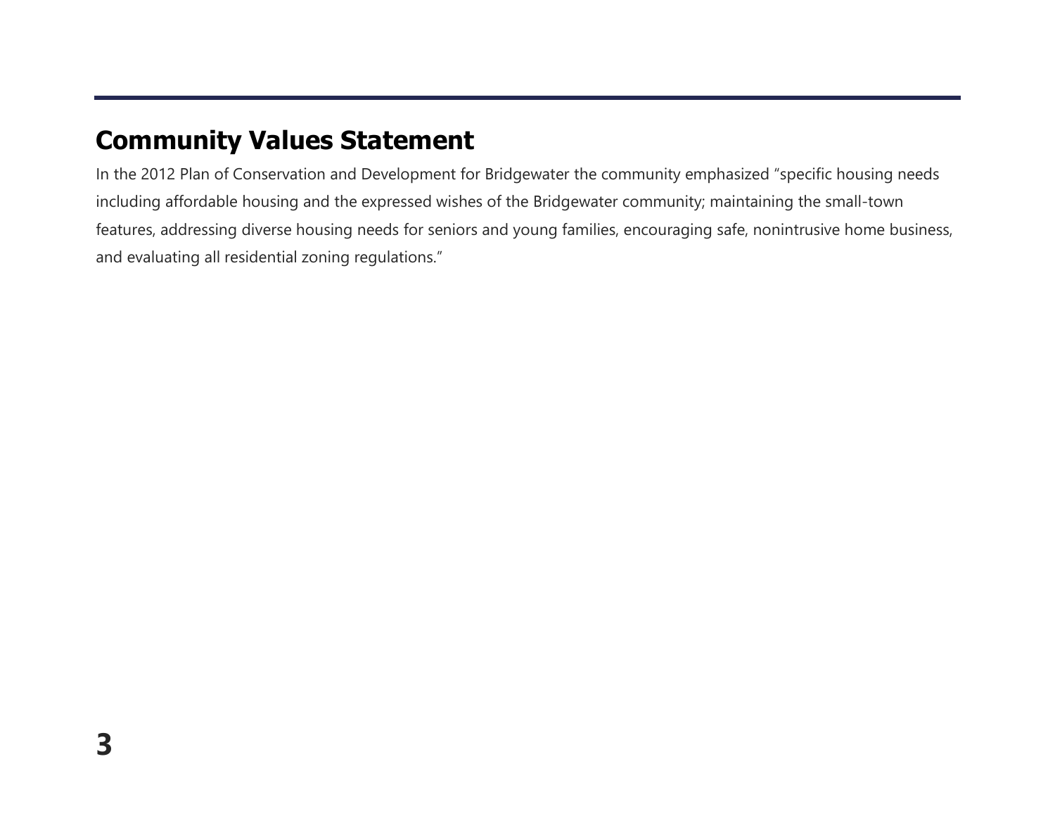## Community Values Statement

In the 2012 Plan of Conservation and Development for Bridgewater the community emphasized "specific housing needs including affordable housing and the expressed wishes of the Bridgewater community; maintaining the small-town features, addressing diverse housing needs for seniors and young families, encouraging safe, nonintrusive home business, and evaluating all residential zoning regulations."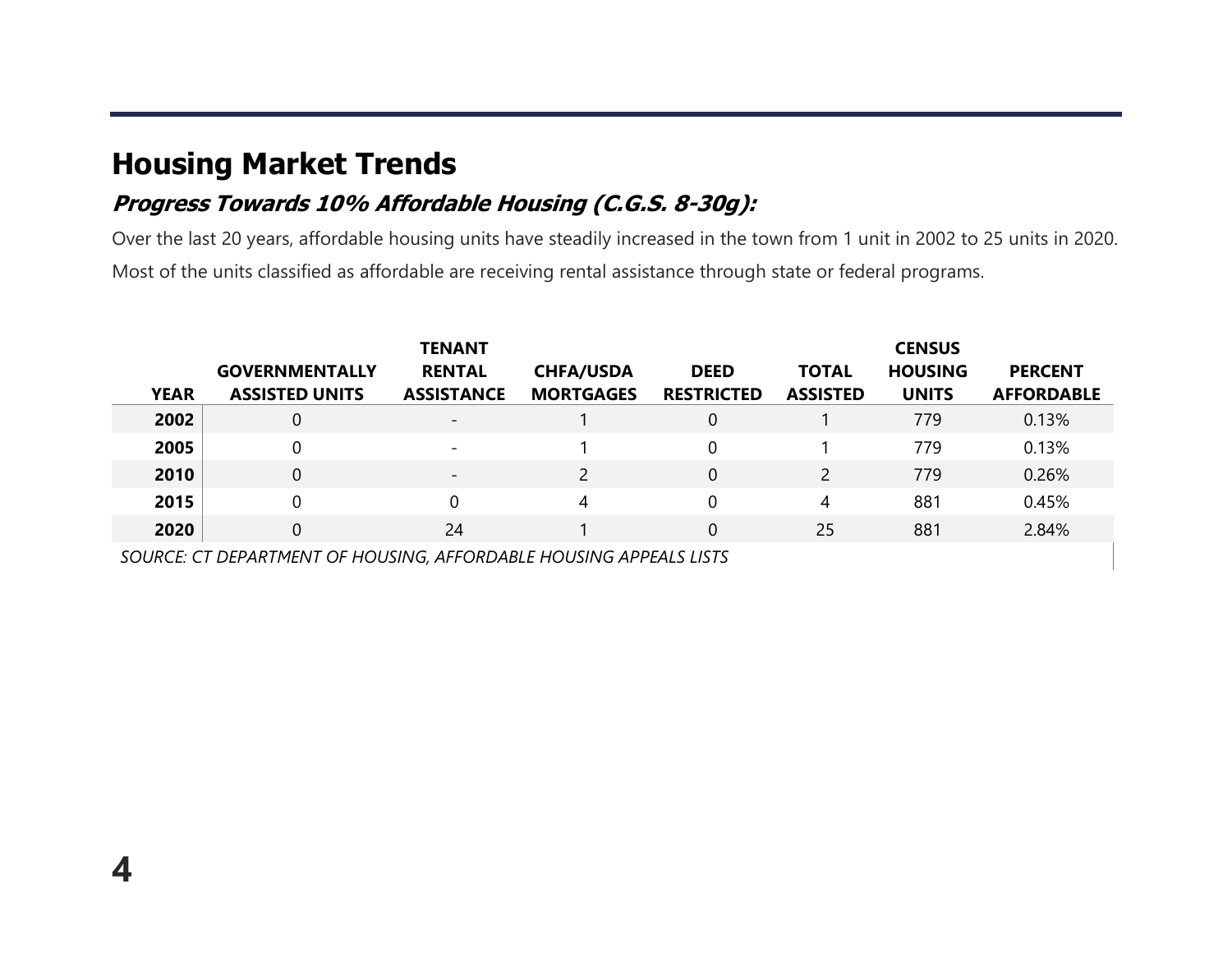## Housing Market Trends

### *Progress Towards 10% Affordable Housing (C.G.S. 8-30g):*

Over the last 20 years, affordable housing units have steadily increased in the town from 1 unit in 2002 to 25 units in 2020. Most of the units classified as affordable are receiving rental assistance through state or federal programs.

| YEAR | GOVERNMENTALLY ASSISTED UNITS | TENANT RENTAL ASSISTANCE | CHFA/USDA MORTGAGES | DEED RESTRICTED | TOTAL ASSISTED | CENSUS HOUSING UNITS | PERCENT AFFORDABLE |
|---|---|---|---|---|---|---|---|
| **2002** | 0 | - | 1 | 0 | 1 | 779 | 0.13% |
| **2005** | 0 | - | 1 | 0 | 1 | 779 | 0.13% |
| **2010** | 0 | - | 2 | 0 | 2 | 779 | 0.26% |
| **2015** | 0 | 0 | 4 | 0 | 4 | 881 | 0.45% |
| **2020** | 0 | 24 | 1 | 0 | 25 | 881 | 2.84% |

*SOURCE: CT DEPARTMENT OF HOUSING, AFFORDABLE HOUSING APPEALS LISTS*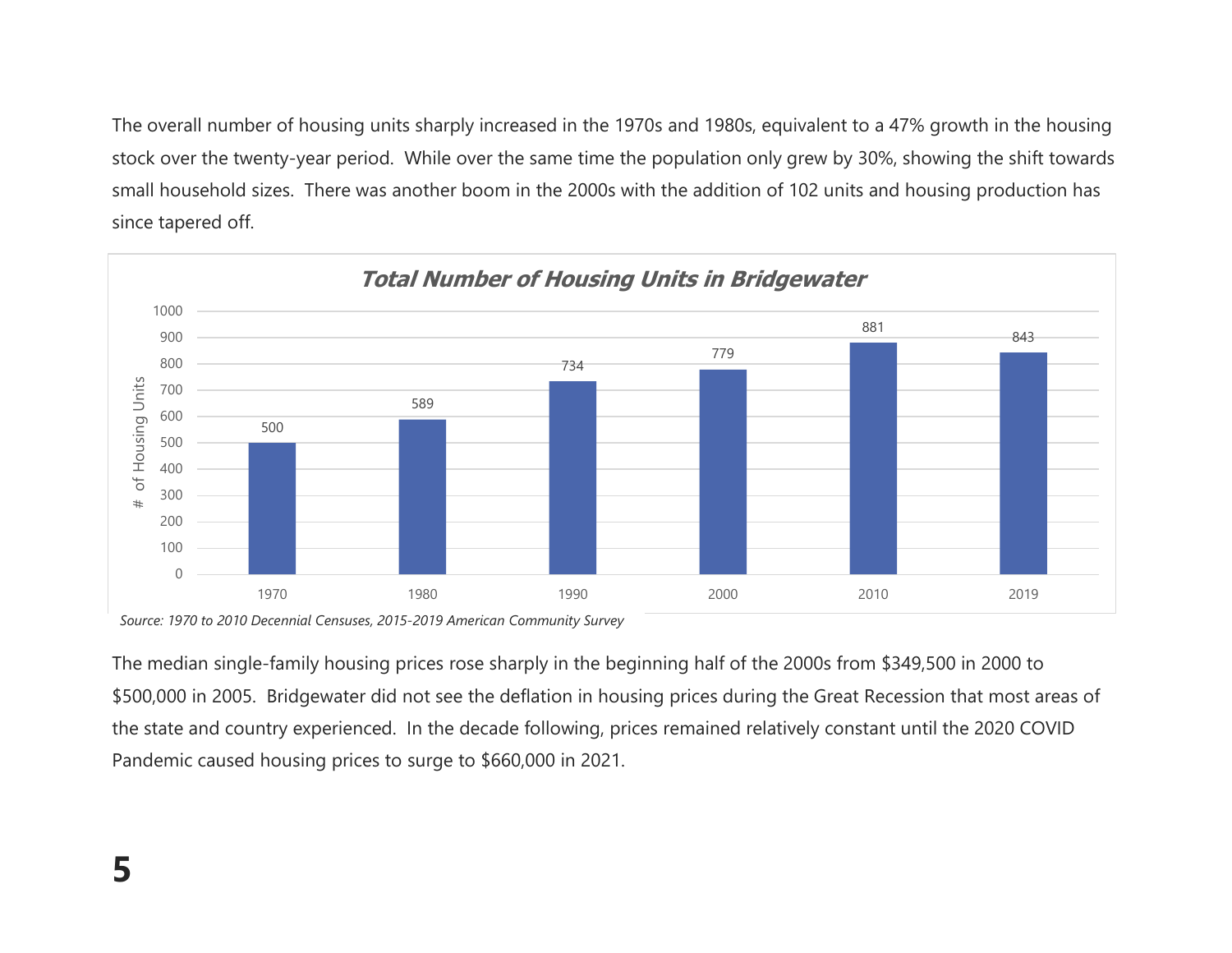The overall number of housing units sharply increased in the 1970s and 1980s, equivalent to a 47% growth in the housing stock over the twenty-year period. While over the same time the population only grew by 30%, showing the shift towards small household sizes. There was another boom in the 2000s with the addition of 102 units and housing production has since tapered off.

**Total Number of Housing Units in Bridgewater**

| Year | # of Housing Units |
| --- | --- |
| 1970 | 500 |
| 1980 | 589 |
| 1990 | 734 |
| 2000 | 779 |
| 2010 | 881 |
| 2019 | 843 |

*Source: 1970 to 2010 Decennial Censuses, 2015-2019 American Community Survey*

The median single-family housing prices rose sharply in the beginning half of the 2000s from $349,500 in 2000 to $500,000 in 2005. Bridgewater did not see the deflation in housing prices during the Great Recession that most areas of the state and country experienced. In the decade following, prices remained relatively constant until the 2020 COVID Pandemic caused housing prices to surge to $660,000 in 2021.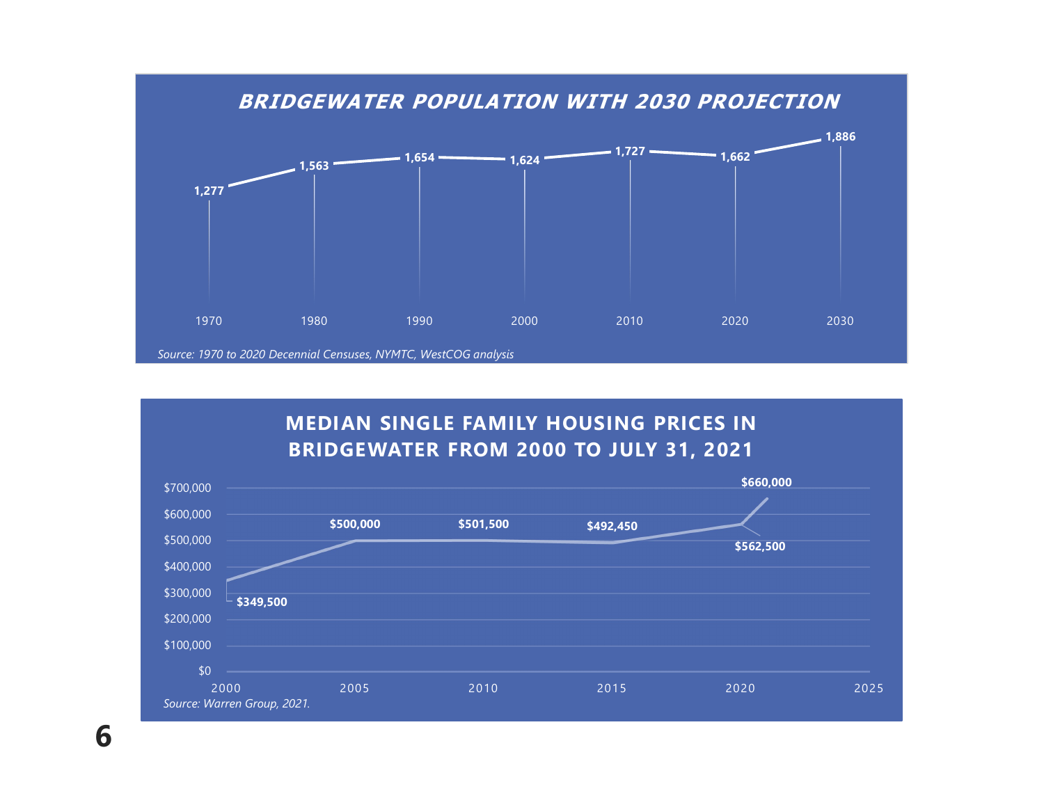## BRIDGEWATER POPULATION WITH 2030 PROJECTION

| Year | Population |
|---|---|
| 1970 | 1,277 |
| 1980 | 1,563 |
| 1990 | 1,654 |
| 2000 | 1,624 |
| 2010 | 1,727 |
| 2020 | 1,662 |
| 2030 | 1,886 |

*Source: 1970 to 2020 Decennial Censuses, NYMTC, WestCOG analysis*

## MEDIAN SINGLE FAMILY HOUSING PRICES IN BRIDGEWATER FROM 2000 TO JULY 31, 2021

| Year | Median Price |
|---|---|
| 2000 | $349,500 |
| 2005 | $500,000 |
| 2010 | $501,500 |
| 2015 | $492,450 |
| 2020 | $562,500 |
| 2021 | $660,000 |

*Source: Warren Group, 2021.*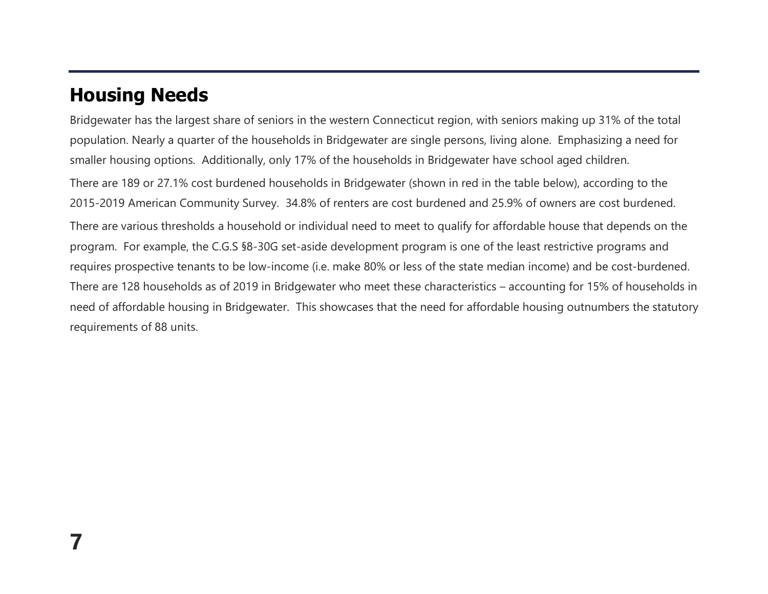## Housing Needs

Bridgewater has the largest share of seniors in the western Connecticut region, with seniors making up 31% of the total population. Nearly a quarter of the households in Bridgewater are single persons, living alone. Emphasizing a need for smaller housing options. Additionally, only 17% of the households in Bridgewater have school aged children.

There are 189 or 27.1% cost burdened households in Bridgewater (shown in red in the table below), according to the 2015-2019 American Community Survey. 34.8% of renters are cost burdened and 25.9% of owners are cost burdened.

There are various thresholds a household or individual need to meet to qualify for affordable house that depends on the program. For example, the C.G.S §8-30G set-aside development program is one of the least restrictive programs and requires prospective tenants to be low-income (i.e. make 80% or less of the state median income) and be cost-burdened. There are 128 households as of 2019 in Bridgewater who meet these characteristics – accounting for 15% of households in need of affordable housing in Bridgewater. This showcases that the need for affordable housing outnumbers the statutory requirements of 88 units.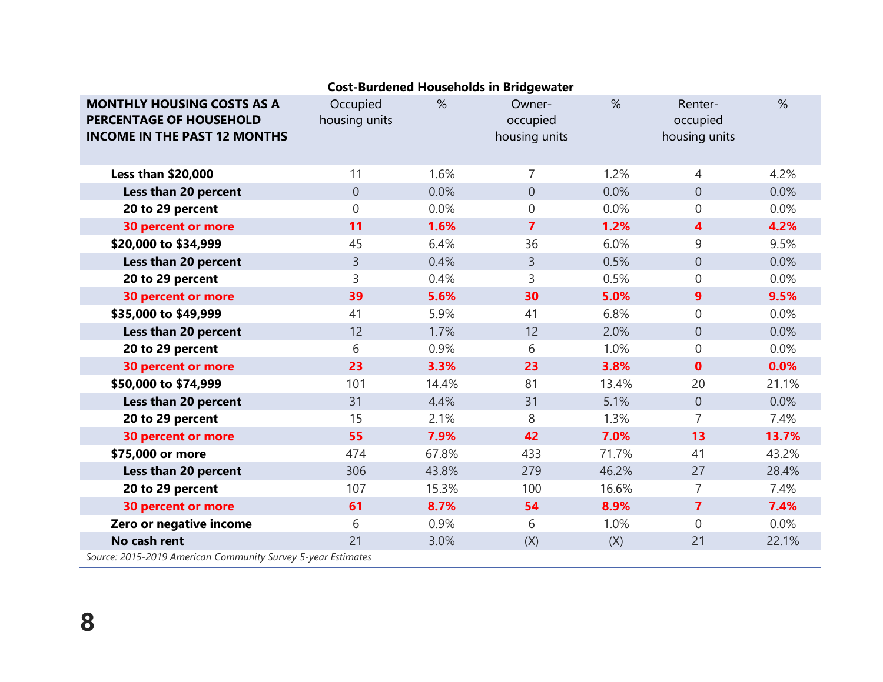**Cost-Burdened Households in Bridgewater**

| MONTHLY HOUSING COSTS AS A PERCENTAGE OF HOUSEHOLD INCOME IN THE PAST 12 MONTHS | Occupied housing units | % | Owner-occupied housing units | % | Renter-occupied housing units | % |
|---|---|---|---|---|---|---|
| **Less than $20,000** | 11 | 1.6% | 7 | 1.2% | 4 | 4.2% |
| **Less than 20 percent** | 0 | 0.0% | 0 | 0.0% | 0 | 0.0% |
| **20 to 29 percent** | 0 | 0.0% | 0 | 0.0% | 0 | 0.0% |
| **30 percent or more** | **11** | **1.6%** | **7** | **1.2%** | **4** | **4.2%** |
| **$20,000 to $34,999** | 45 | 6.4% | 36 | 6.0% | 9 | 9.5% |
| **Less than 20 percent** | 3 | 0.4% | 3 | 0.5% | 0 | 0.0% |
| **20 to 29 percent** | 3 | 0.4% | 3 | 0.5% | 0 | 0.0% |
| **30 percent or more** | **39** | **5.6%** | **30** | **5.0%** | **9** | **9.5%** |
| **$35,000 to $49,999** | 41 | 5.9% | 41 | 6.8% | 0 | 0.0% |
| **Less than 20 percent** | 12 | 1.7% | 12 | 2.0% | 0 | 0.0% |
| **20 to 29 percent** | 6 | 0.9% | 6 | 1.0% | 0 | 0.0% |
| **30 percent or more** | **23** | **3.3%** | **23** | **3.8%** | **0** | **0.0%** |
| **$50,000 to $74,999** | 101 | 14.4% | 81 | 13.4% | 20 | 21.1% |
| **Less than 20 percent** | 31 | 4.4% | 31 | 5.1% | 0 | 0.0% |
| **20 to 29 percent** | 15 | 2.1% | 8 | 1.3% | 7 | 7.4% |
| **30 percent or more** | **55** | **7.9%** | **42** | **7.0%** | **13** | **13.7%** |
| **$75,000 or more** | 474 | 67.8% | 433 | 71.7% | 41 | 43.2% |
| **Less than 20 percent** | 306 | 43.8% | 279 | 46.2% | 27 | 28.4% |
| **20 to 29 percent** | 107 | 15.3% | 100 | 16.6% | 7 | 7.4% |
| **30 percent or more** | **61** | **8.7%** | **54** | **8.9%** | **7** | **7.4%** |
| **Zero or negative income** | 6 | 0.9% | 6 | 1.0% | 0 | 0.0% |
| **No cash rent** | 21 | 3.0% | (X) | (X) | 21 | 22.1% |

*Source: 2015-2019 American Community Survey 5-year Estimates*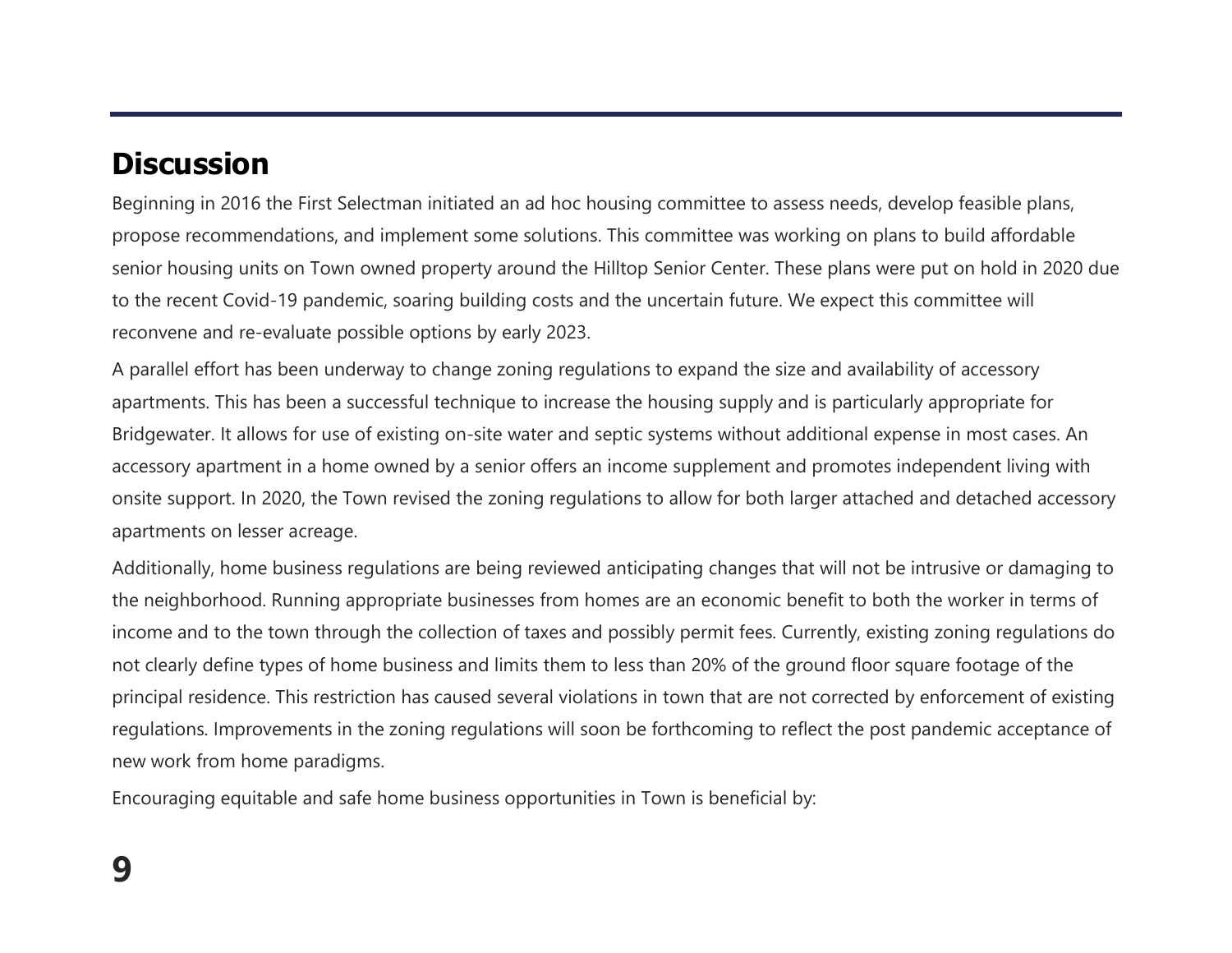## Discussion

Beginning in 2016 the First Selectman initiated an ad hoc housing committee to assess needs, develop feasible plans, propose recommendations, and implement some solutions. This committee was working on plans to build affordable senior housing units on Town owned property around the Hilltop Senior Center. These plans were put on hold in 2020 due to the recent Covid-19 pandemic, soaring building costs and the uncertain future. We expect this committee will reconvene and re-evaluate possible options by early 2023.

A parallel effort has been underway to change zoning regulations to expand the size and availability of accessory apartments. This has been a successful technique to increase the housing supply and is particularly appropriate for Bridgewater. It allows for use of existing on-site water and septic systems without additional expense in most cases. An accessory apartment in a home owned by a senior offers an income supplement and promotes independent living with onsite support. In 2020, the Town revised the zoning regulations to allow for both larger attached and detached accessory apartments on lesser acreage.

Additionally, home business regulations are being reviewed anticipating changes that will not be intrusive or damaging to the neighborhood. Running appropriate businesses from homes are an economic benefit to both the worker in terms of income and to the town through the collection of taxes and possibly permit fees. Currently, existing zoning regulations do not clearly define types of home business and limits them to less than 20% of the ground floor square footage of the principal residence. This restriction has caused several violations in town that are not corrected by enforcement of existing regulations. Improvements in the zoning regulations will soon be forthcoming to reflect the post pandemic acceptance of new work from home paradigms.

Encouraging equitable and safe home business opportunities in Town is beneficial by: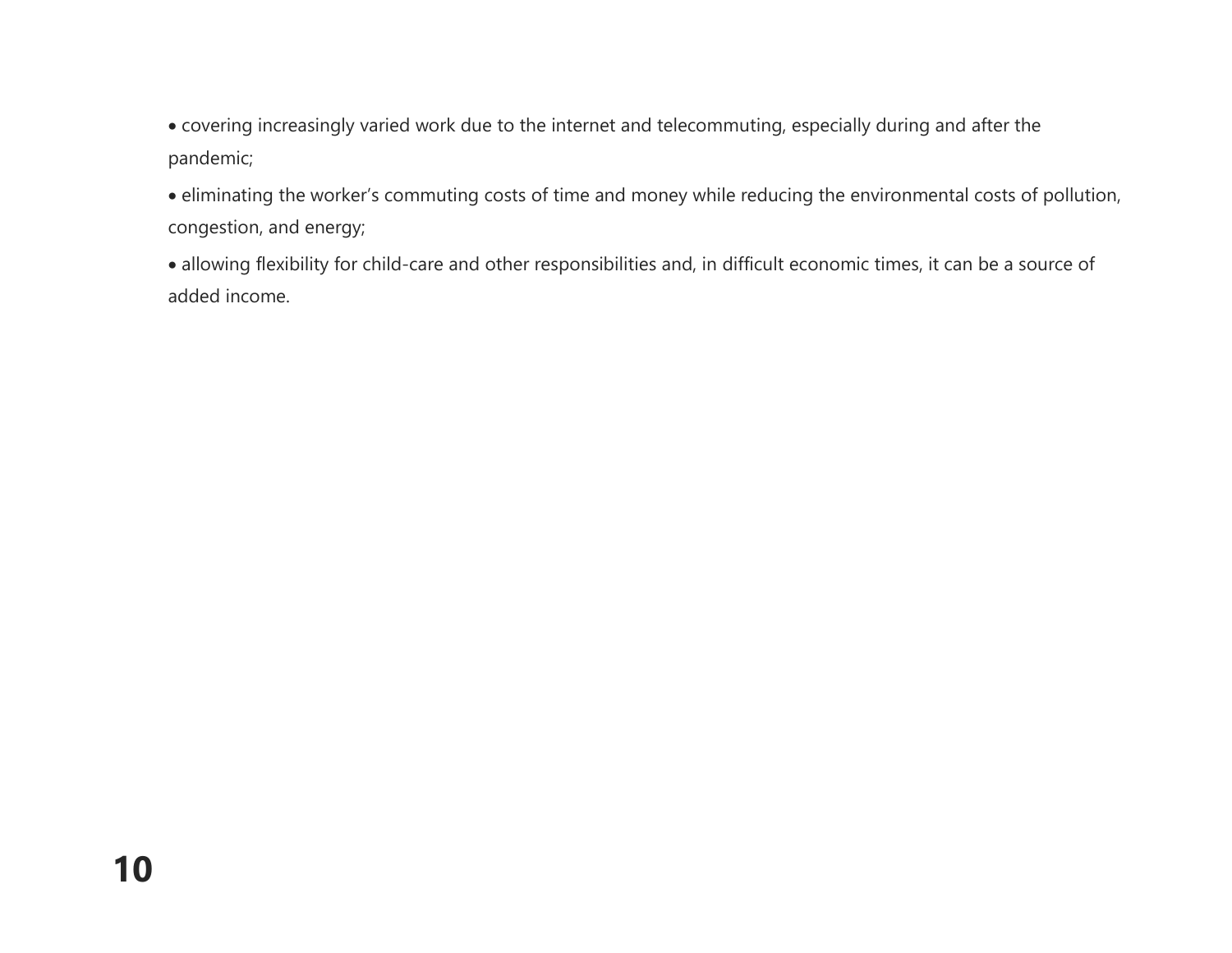- covering increasingly varied work due to the internet and telecommuting, especially during and after the pandemic;
- eliminating the worker’s commuting costs of time and money while reducing the environmental costs of pollution, congestion, and energy;
- allowing flexibility for child-care and other responsibilities and, in difficult economic times, it can be a source of added income.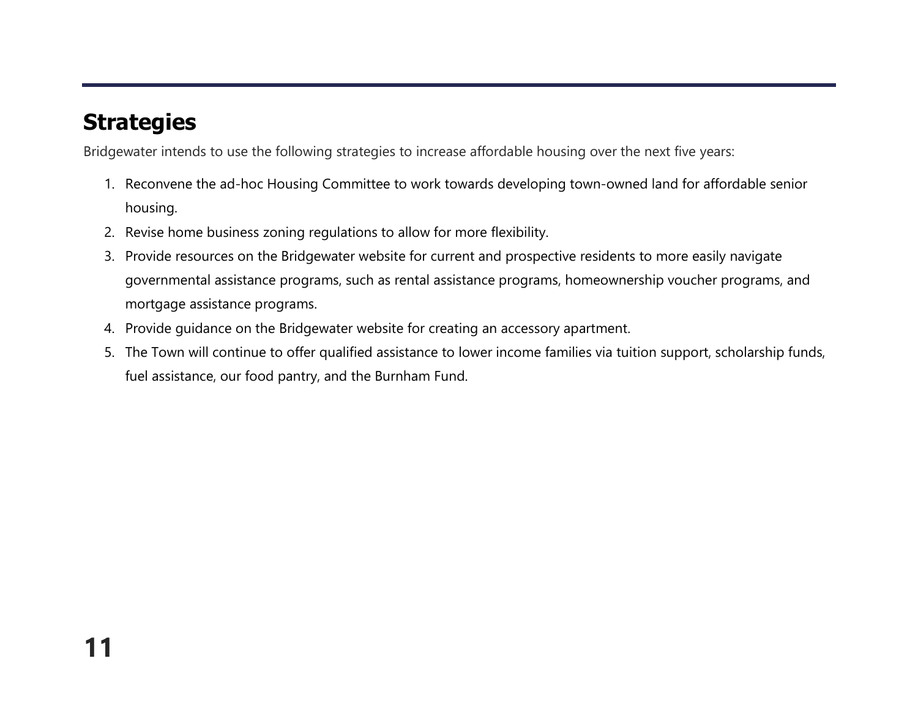## Strategies

Bridgewater intends to use the following strategies to increase affordable housing over the next five years:

1. Reconvene the ad-hoc Housing Committee to work towards developing town-owned land for affordable senior housing.
2. Revise home business zoning regulations to allow for more flexibility.
3. Provide resources on the Bridgewater website for current and prospective residents to more easily navigate governmental assistance programs, such as rental assistance programs, homeownership voucher programs, and mortgage assistance programs.
4. Provide guidance on the Bridgewater website for creating an accessory apartment.
5. The Town will continue to offer qualified assistance to lower income families via tuition support, scholarship funds, fuel assistance, our food pantry, and the Burnham Fund.